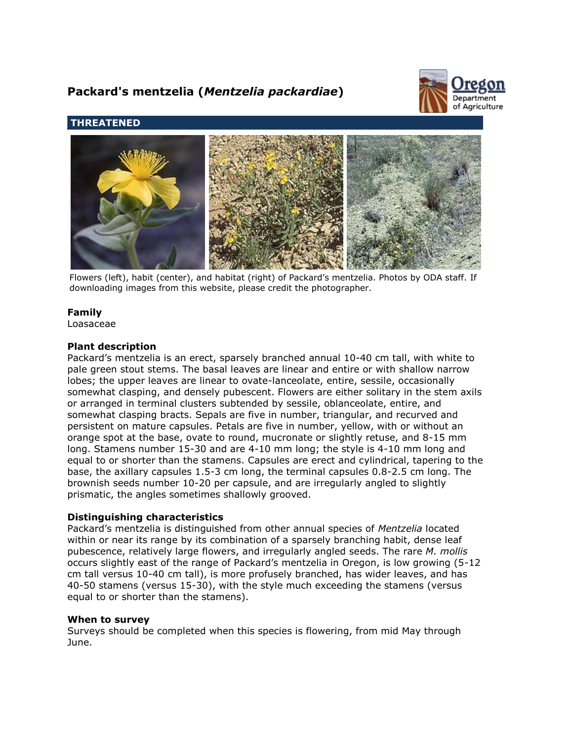# Packard's mentzelia (*Mentzelia packardiae*)

**THREATENED**

Flowers (left), habit (center), and habitat (right) of Packard's mentzelia. Photos by ODA staff. If downloading images from this website, please credit the photographer.

### Family

Loasaceae

### Plant description

Packard's mentzelia is an erect, sparsely branched annual 10-40 cm tall, with white to pale green stout stems. The basal leaves are linear and entire or with shallow narrow lobes; the upper leaves are linear to ovate-lanceolate, entire, sessile, occasionally somewhat clasping, and densely pubescent. Flowers are either solitary in the stem axils or arranged in terminal clusters subtended by sessile, oblanceolate, entire, and somewhat clasping bracts. Sepals are five in number, triangular, and recurved and persistent on mature capsules. Petals are five in number, yellow, with or without an orange spot at the base, ovate to round, mucronate or slightly retuse, and 8-15 mm long. Stamens number 15-30 and are 4-10 mm long; the style is 4-10 mm long and equal to or shorter than the stamens. Capsules are erect and cylindrical, tapering to the base, the axillary capsules 1.5-3 cm long, the terminal capsules 0.8-2.5 cm long. The brownish seeds number 10-20 per capsule, and are irregularly angled to slightly prismatic, the angles sometimes shallowly grooved.

### Distinguishing characteristics

Packard's mentzelia is distinguished from other annual species of *Mentzelia* located within or near its range by its combination of a sparsely branching habit, dense leaf pubescence, relatively large flowers, and irregularly angled seeds. The rare *M. mollis* occurs slightly east of the range of Packard's mentzelia in Oregon, is low growing (5-12 cm tall versus 10-40 cm tall), is more profusely branched, has wider leaves, and has 40-50 stamens (versus 15-30), with the style much exceeding the stamens (versus equal to or shorter than the stamens).

### When to survey

Surveys should be completed when this species is flowering, from mid May through June.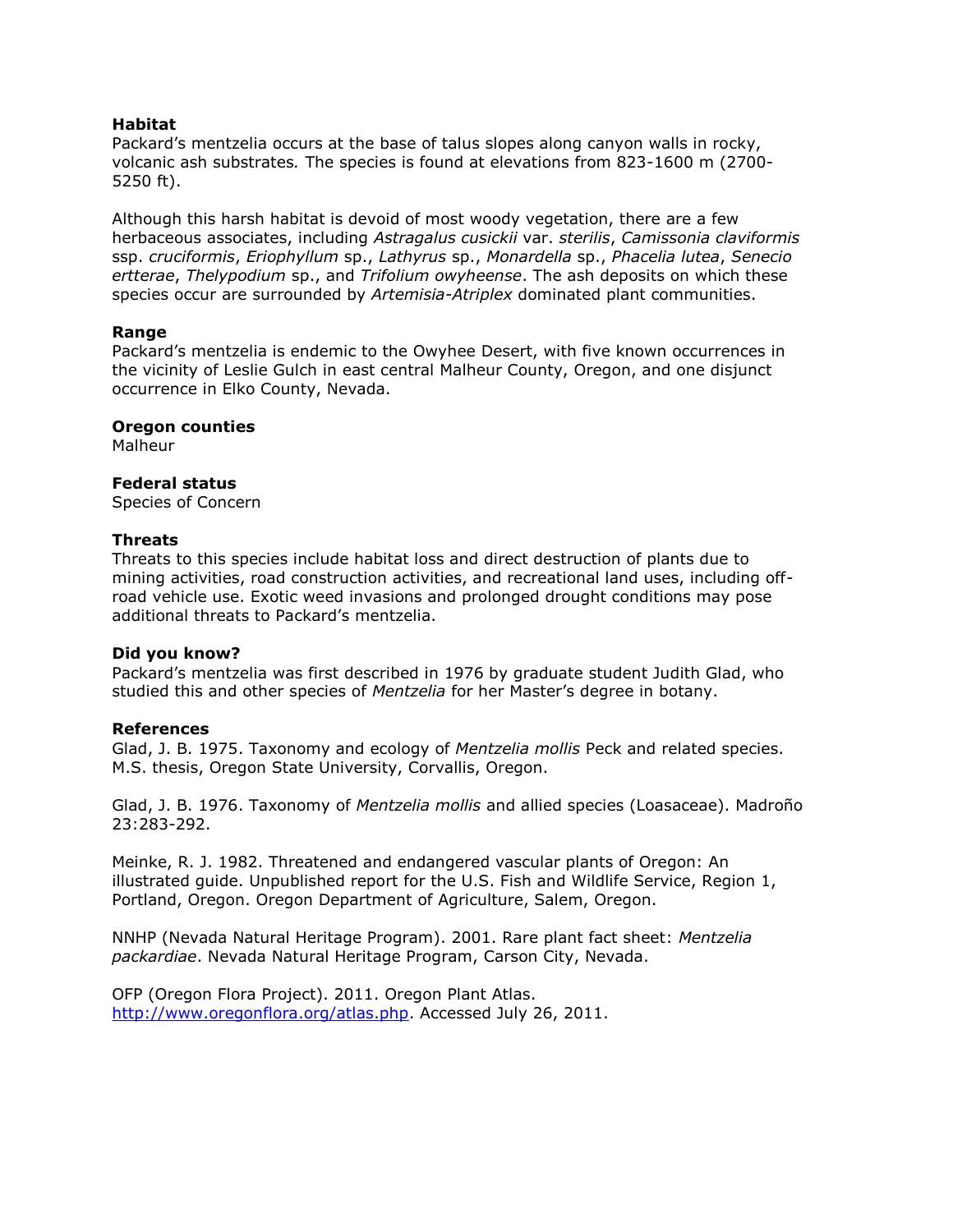**Habitat**

Packard's mentzelia occurs at the base of talus slopes along canyon walls in rocky, volcanic ash substrates. The species is found at elevations from 823-1600 m (2700-5250 ft).

Although this harsh habitat is devoid of most woody vegetation, there are a few herbaceous associates, including *Astragalus cusickii* var. *sterilis*, *Camissonia claviformis* ssp. *cruciformis*, *Eriophyllum* sp., *Lathyrus* sp., *Monardella* sp., *Phacelia lutea*, *Senecio ertterae*, *Thelypodium* sp., and *Trifolium owyheense*. The ash deposits on which these species occur are surrounded by *Artemisia-Atriplex* dominated plant communities.

**Range**

Packard's mentzelia is endemic to the Owyhee Desert, with five known occurrences in the vicinity of Leslie Gulch in east central Malheur County, Oregon, and one disjunct occurrence in Elko County, Nevada.

**Oregon counties**

Malheur

**Federal status**

Species of Concern

**Threats**

Threats to this species include habitat loss and direct destruction of plants due to mining activities, road construction activities, and recreational land uses, including off-road vehicle use. Exotic weed invasions and prolonged drought conditions may pose additional threats to Packard's mentzelia.

**Did you know?**

Packard's mentzelia was first described in 1976 by graduate student Judith Glad, who studied this and other species of *Mentzelia* for her Master's degree in botany.

**References**

Glad, J. B. 1975. Taxonomy and ecology of *Mentzelia mollis* Peck and related species. M.S. thesis, Oregon State University, Corvallis, Oregon.

Glad, J. B. 1976. Taxonomy of *Mentzelia mollis* and allied species (Loasaceae). Madroño 23:283-292.

Meinke, R. J. 1982. Threatened and endangered vascular plants of Oregon: An illustrated guide. Unpublished report for the U.S. Fish and Wildlife Service, Region 1, Portland, Oregon. Oregon Department of Agriculture, Salem, Oregon.

NNHP (Nevada Natural Heritage Program). 2001. Rare plant fact sheet: *Mentzelia packardiae*. Nevada Natural Heritage Program, Carson City, Nevada.

OFP (Oregon Flora Project). 2011. Oregon Plant Atlas. http://www.oregonflora.org/atlas.php. Accessed July 26, 2011.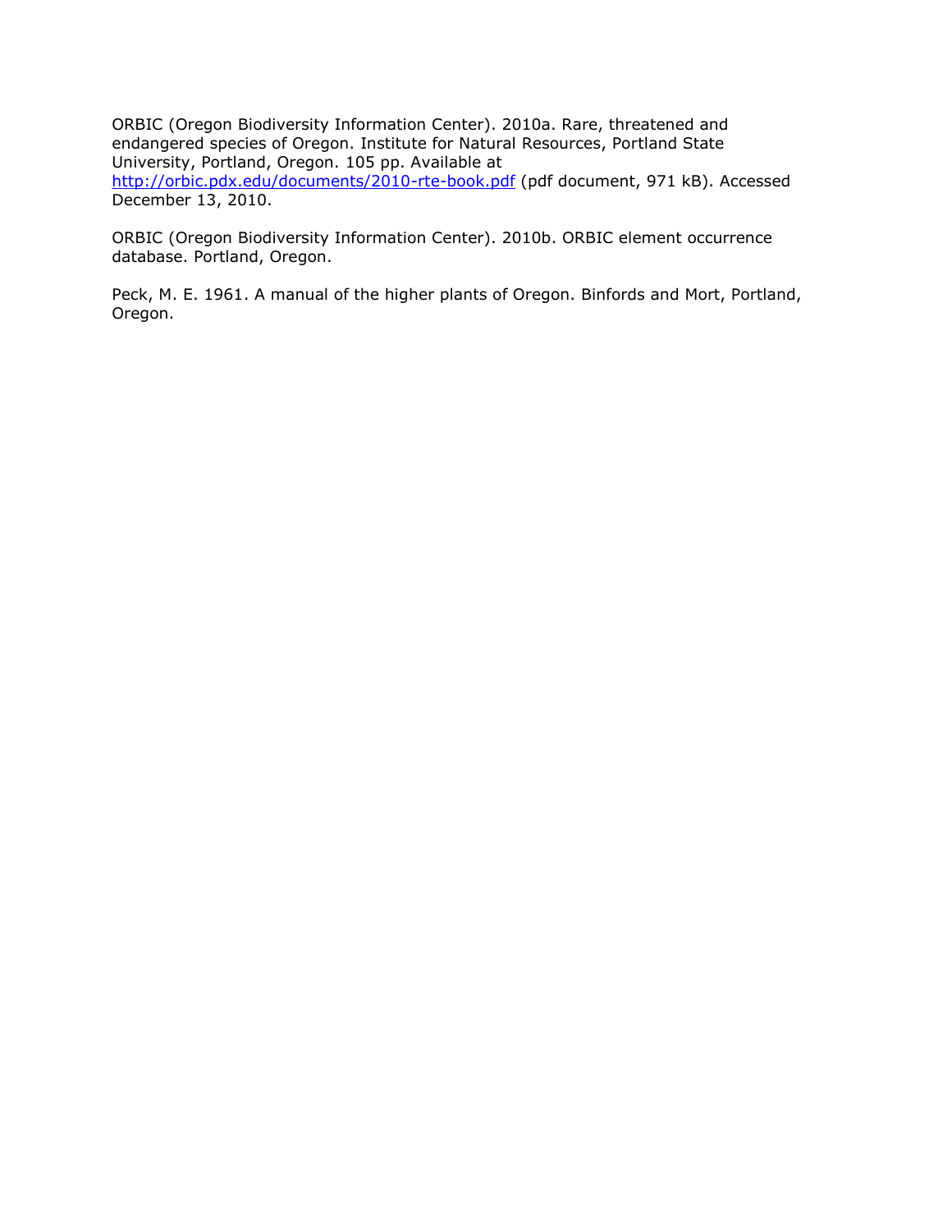ORBIC (Oregon Biodiversity Information Center). 2010a. Rare, threatened and endangered species of Oregon. Institute for Natural Resources, Portland State University, Portland, Oregon. 105 pp. Available at [http://orbic.pdx.edu/documents/2010-rte-book.pdf](http://orbic.pdx.edu/documents/2010-rte-book.pdf) (pdf document, 971 kB). Accessed December 13, 2010.

ORBIC (Oregon Biodiversity Information Center). 2010b. ORBIC element occurrence database. Portland, Oregon.

Peck, M. E. 1961. A manual of the higher plants of Oregon. Binfords and Mort, Portland, Oregon.